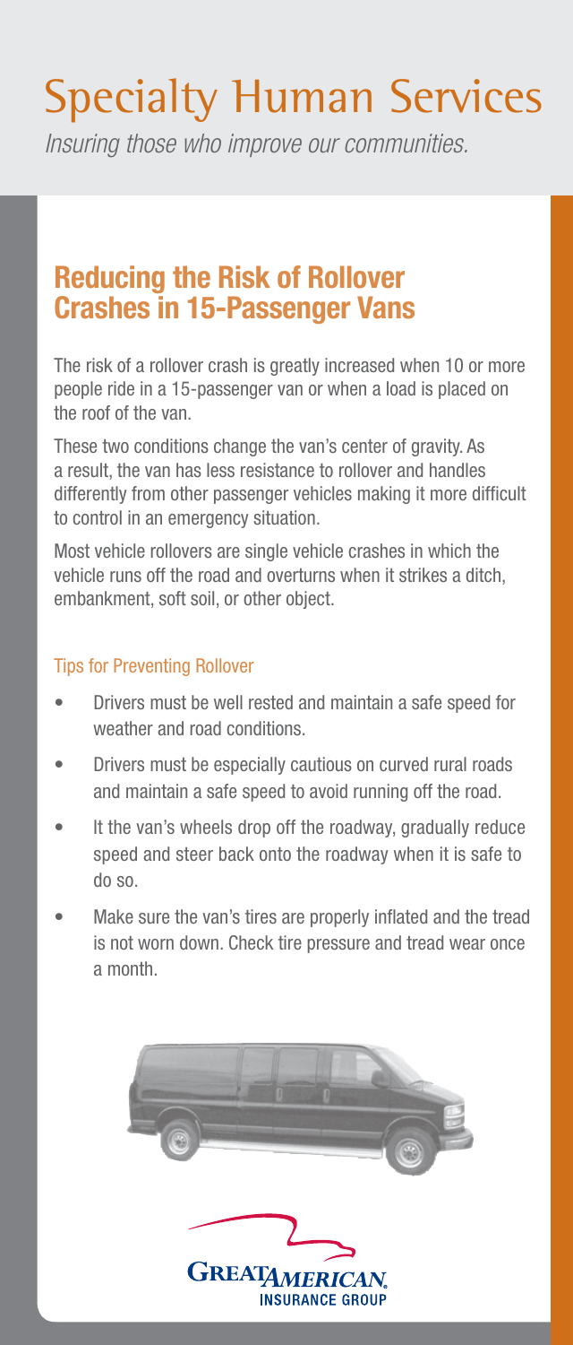# Specialty Human Services

*Insuring those who improve our communities.*

## Reducing the Risk of Rollover Crashes in 15-Passenger Vans

The risk of a rollover crash is greatly increased when 10 or more people ride in a 15-passenger van or when a load is placed on the roof of the van.

These two conditions change the van's center of gravity. As a result, the van has less resistance to rollover and handles differently from other passenger vehicles making it more difficult to control in an emergency situation.

Most vehicle rollovers are single vehicle crashes in which the vehicle runs off the road and overturns when it strikes a ditch, embankment, soft soil, or other object.

### Tips for Preventing Rollover

- Drivers must be well rested and maintain a safe speed for weather and road conditions.
- Drivers must be especially cautious on curved rural roads and maintain a safe speed to avoid running off the road.
- It the van's wheels drop off the roadway, gradually reduce speed and steer back onto the roadway when it is safe to do so.
- Make sure the van's tires are properly inflated and the tread is not worn down. Check tire pressure and tread wear once a month.

GREAT AMERICAN. INSURANCE GROUP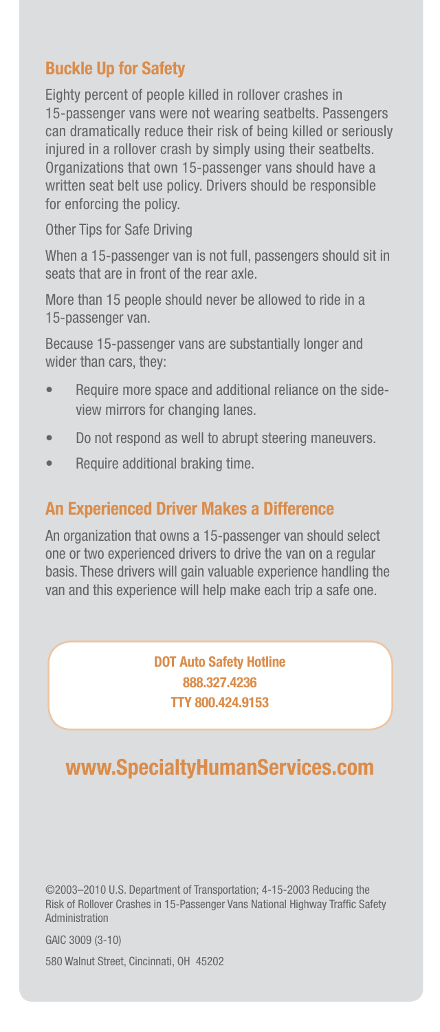## Buckle Up for Safety

Eighty percent of people killed in rollover crashes in 15-passenger vans were not wearing seatbelts. Passengers can dramatically reduce their risk of being killed or seriously injured in a rollover crash by simply using their seatbelts. Organizations that own 15-passenger vans should have a written seat belt use policy. Drivers should be responsible for enforcing the policy.

Other Tips for Safe Driving

When a 15-passenger van is not full, passengers should sit in seats that are in front of the rear axle.

More than 15 people should never be allowed to ride in a 15-passenger van.

Because 15-passenger vans are substantially longer and wider than cars, they:

- Require more space and additional reliance on the side-view mirrors for changing lanes.
- Do not respond as well to abrupt steering maneuvers.
- Require additional braking time.

## An Experienced Driver Makes a Difference

An organization that owns a 15-passenger van should select one or two experienced drivers to drive the van on a regular basis. These drivers will gain valuable experience handling the van and this experience will help make each trip a safe one.

**DOT Auto Safety Hotline**
**888.327.4236**
**TTY 800.424.9153**

## www.SpecialtyHumanServices.com

©2003–2010 U.S. Department of Transportation; 4-15-2003 Reducing the Risk of Rollover Crashes in 15-Passenger Vans National Highway Traffic Safety Administration

GAIC 3009 (3-10)

580 Walnut Street, Cincinnati, OH 45202